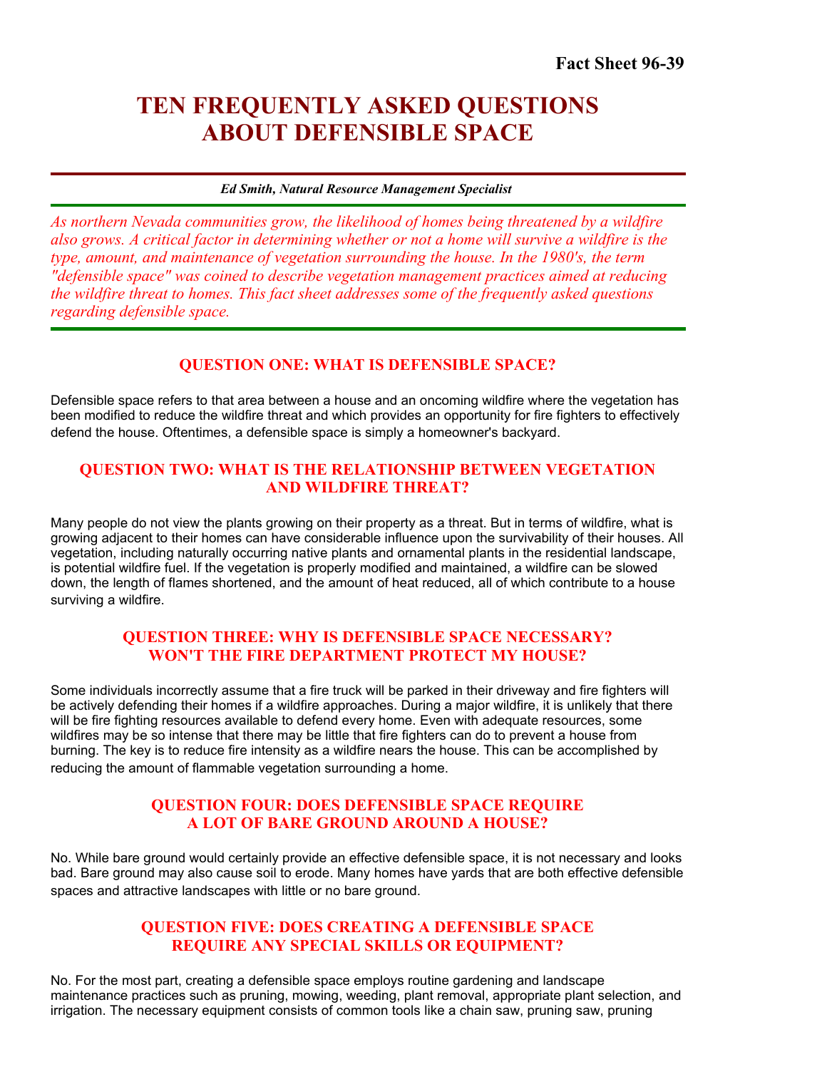**Fact Sheet 96-39**

# TEN FREQUENTLY ASKED QUESTIONS ABOUT DEFENSIBLE SPACE

***Ed Smith, Natural Resource Management Specialist***

*As northern Nevada communities grow, the likelihood of homes being threatened by a wildfire also grows. A critical factor in determining whether or not a home will survive a wildfire is the type, amount, and maintenance of vegetation surrounding the house. In the 1980's, the term "defensible space" was coined to describe vegetation management practices aimed at reducing the wildfire threat to homes. This fact sheet addresses some of the frequently asked questions regarding defensible space.*

## QUESTION ONE: WHAT IS DEFENSIBLE SPACE?

Defensible space refers to that area between a house and an oncoming wildfire where the vegetation has been modified to reduce the wildfire threat and which provides an opportunity for fire fighters to effectively defend the house. Oftentimes, a defensible space is simply a homeowner's backyard.

## QUESTION TWO: WHAT IS THE RELATIONSHIP BETWEEN VEGETATION AND WILDFIRE THREAT?

Many people do not view the plants growing on their property as a threat. But in terms of wildfire, what is growing adjacent to their homes can have considerable influence upon the survivability of their houses. All vegetation, including naturally occurring native plants and ornamental plants in the residential landscape, is potential wildfire fuel. If the vegetation is properly modified and maintained, a wildfire can be slowed down, the length of flames shortened, and the amount of heat reduced, all of which contribute to a house surviving a wildfire.

## QUESTION THREE: WHY IS DEFENSIBLE SPACE NECESSARY? WON'T THE FIRE DEPARTMENT PROTECT MY HOUSE?

Some individuals incorrectly assume that a fire truck will be parked in their driveway and fire fighters will be actively defending their homes if a wildfire approaches. During a major wildfire, it is unlikely that there will be fire fighting resources available to defend every home. Even with adequate resources, some wildfires may be so intense that there may be little that fire fighters can do to prevent a house from burning. The key is to reduce fire intensity as a wildfire nears the house. This can be accomplished by reducing the amount of flammable vegetation surrounding a home.

## QUESTION FOUR: DOES DEFENSIBLE SPACE REQUIRE A LOT OF BARE GROUND AROUND A HOUSE?

No. While bare ground would certainly provide an effective defensible space, it is not necessary and looks bad. Bare ground may also cause soil to erode. Many homes have yards that are both effective defensible spaces and attractive landscapes with little or no bare ground.

## QUESTION FIVE: DOES CREATING A DEFENSIBLE SPACE REQUIRE ANY SPECIAL SKILLS OR EQUIPMENT?

No. For the most part, creating a defensible space employs routine gardening and landscape maintenance practices such as pruning, mowing, weeding, plant removal, appropriate plant selection, and irrigation. The necessary equipment consists of common tools like a chain saw, pruning saw, pruning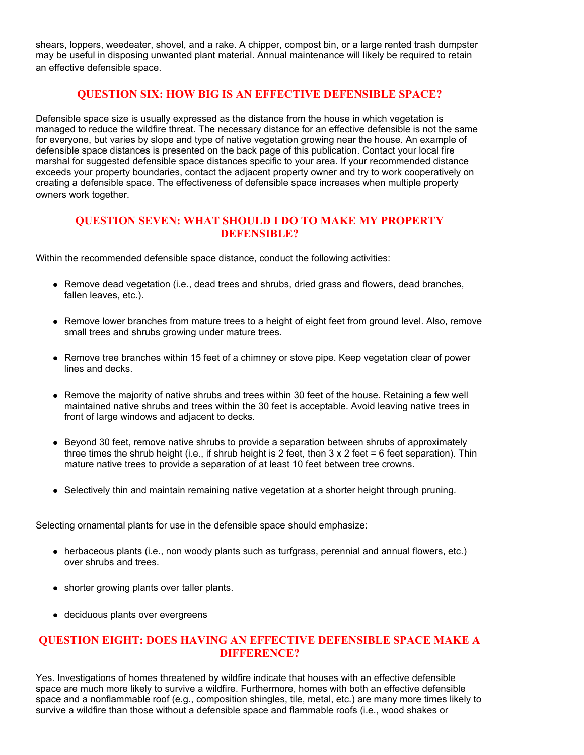shears, loppers, weedeater, shovel, and a rake. A chipper, compost bin, or a large rented trash dumpster may be useful in disposing unwanted plant material. Annual maintenance will likely be required to retain an effective defensible space.

## QUESTION SIX: HOW BIG IS AN EFFECTIVE DEFENSIBLE SPACE?

Defensible space size is usually expressed as the distance from the house in which vegetation is managed to reduce the wildfire threat. The necessary distance for an effective defensible is not the same for everyone, but varies by slope and type of native vegetation growing near the house. An example of defensible space distances is presented on the back page of this publication. Contact your local fire marshal for suggested defensible space distances specific to your area. If your recommended distance exceeds your property boundaries, contact the adjacent property owner and try to work cooperatively on creating a defensible space. The effectiveness of defensible space increases when multiple property owners work together.

## QUESTION SEVEN: WHAT SHOULD I DO TO MAKE MY PROPERTY DEFENSIBLE?

Within the recommended defensible space distance, conduct the following activities:

- Remove dead vegetation (i.e., dead trees and shrubs, dried grass and flowers, dead branches, fallen leaves, etc.).
- Remove lower branches from mature trees to a height of eight feet from ground level. Also, remove small trees and shrubs growing under mature trees.
- Remove tree branches within 15 feet of a chimney or stove pipe. Keep vegetation clear of power lines and decks.
- Remove the majority of native shrubs and trees within 30 feet of the house. Retaining a few well maintained native shrubs and trees within the 30 feet is acceptable. Avoid leaving native trees in front of large windows and adjacent to decks.
- Beyond 30 feet, remove native shrubs to provide a separation between shrubs of approximately three times the shrub height (i.e., if shrub height is 2 feet, then 3 x 2 feet = 6 feet separation). Thin mature native trees to provide a separation of at least 10 feet between tree crowns.
- Selectively thin and maintain remaining native vegetation at a shorter height through pruning.

Selecting ornamental plants for use in the defensible space should emphasize:

- herbaceous plants (i.e., non woody plants such as turfgrass, perennial and annual flowers, etc.) over shrubs and trees.
- shorter growing plants over taller plants.
- deciduous plants over evergreens

## QUESTION EIGHT: DOES HAVING AN EFFECTIVE DEFENSIBLE SPACE MAKE A DIFFERENCE?

Yes. Investigations of homes threatened by wildfire indicate that houses with an effective defensible space are much more likely to survive a wildfire. Furthermore, homes with both an effective defensible space and a nonflammable roof (e.g., composition shingles, tile, metal, etc.) are many more times likely to survive a wildfire than those without a defensible space and flammable roofs (i.e., wood shakes or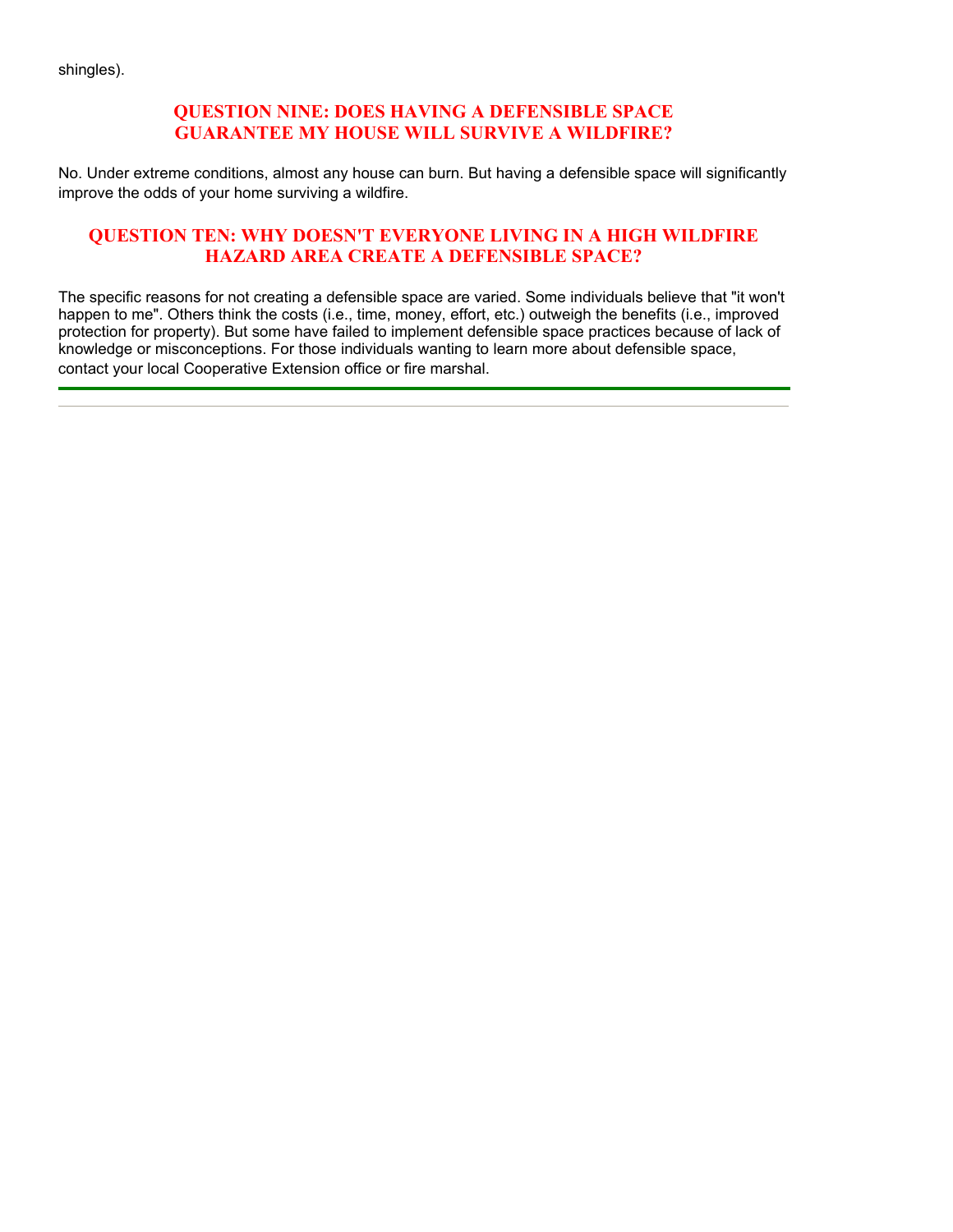shingles).

## QUESTION NINE: DOES HAVING A DEFENSIBLE SPACE GUARANTEE MY HOUSE WILL SURVIVE A WILDFIRE?

No. Under extreme conditions, almost any house can burn. But having a defensible space will significantly improve the odds of your home surviving a wildfire.

## QUESTION TEN: WHY DOESN'T EVERYONE LIVING IN A HIGH WILDFIRE HAZARD AREA CREATE A DEFENSIBLE SPACE?

The specific reasons for not creating a defensible space are varied. Some individuals believe that "it won't happen to me". Others think the costs (i.e., time, money, effort, etc.) outweigh the benefits (i.e., improved protection for property). But some have failed to implement defensible space practices because of lack of knowledge or misconceptions. For those individuals wanting to learn more about defensible space, contact your local Cooperative Extension office or fire marshal.

---